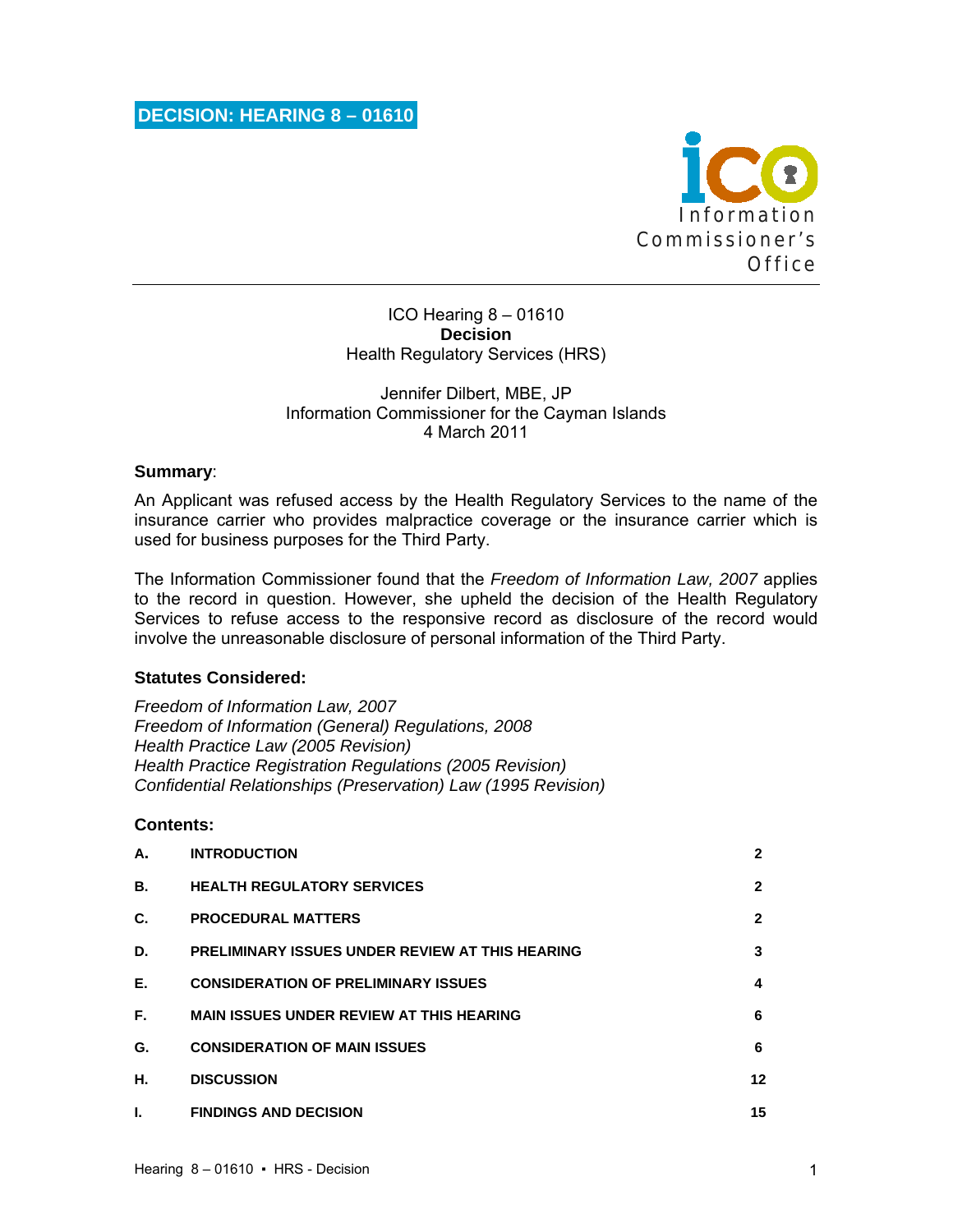# DECISION: HEARING 8 – 01610

Information Commissioner's Office

ICO Hearing 8 – 01610
**Decision**
Health Regulatory Services (HRS)

Jennifer Dilbert, MBE, JP
Information Commissioner for the Cayman Islands
4 March 2011

**Summary**:

An Applicant was refused access by the Health Regulatory Services to the name of the insurance carrier who provides malpractice coverage or the insurance carrier which is used for business purposes for the Third Party.

The Information Commissioner found that the *Freedom of Information Law, 2007* applies to the record in question. However, she upheld the decision of the Health Regulatory Services to refuse access to the responsive record as disclosure of the record would involve the unreasonable disclosure of personal information of the Third Party.

**Statutes Considered:**

*Freedom of Information Law, 2007*
*Freedom of Information (General) Regulations, 2008*
*Health Practice Law (2005 Revision)*
*Health Practice Registration Regulations (2005 Revision)*
*Confidential Relationships (Preservation) Law (1995 Revision)*

**Contents:**

| | | |
|---|---|---|
| **A.** | **INTRODUCTION** | **2** |
| **B.** | **HEALTH REGULATORY SERVICES** | **2** |
| **C.** | **PROCEDURAL MATTERS** | **2** |
| **D.** | **PRELIMINARY ISSUES UNDER REVIEW AT THIS HEARING** | **3** |
| **E.** | **CONSIDERATION OF PRELIMINARY ISSUES** | **4** |
| **F.** | **MAIN ISSUES UNDER REVIEW AT THIS HEARING** | **6** |
| **G.** | **CONSIDERATION OF MAIN ISSUES** | **6** |
| **H.** | **DISCUSSION** | **12** |
| **I.** | **FINDINGS AND DECISION** | **15** |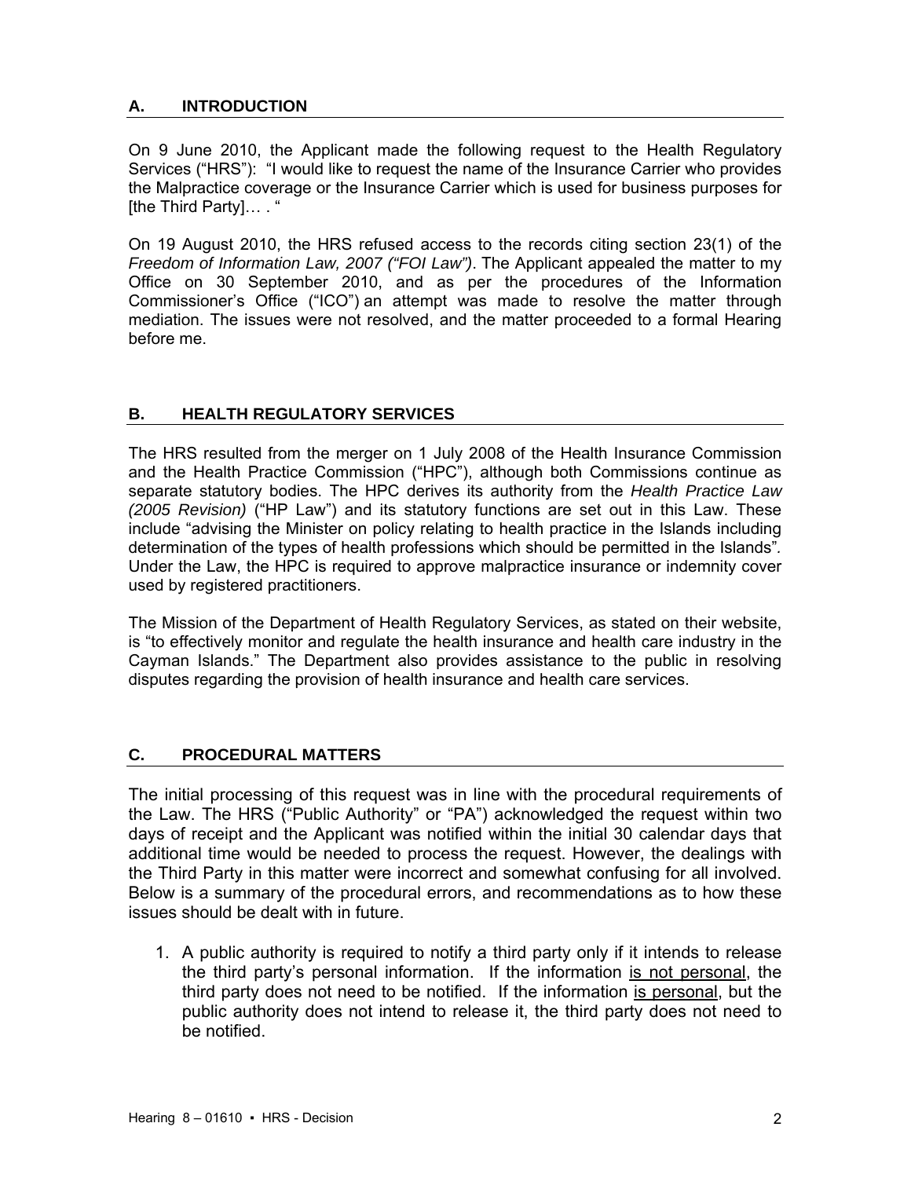## A. INTRODUCTION

On 9 June 2010, the Applicant made the following request to the Health Regulatory Services ("HRS"): "I would like to request the name of the Insurance Carrier who provides the Malpractice coverage or the Insurance Carrier which is used for business purposes for [the Third Party]… . "

On 19 August 2010, the HRS refused access to the records citing section 23(1) of the *Freedom of Information Law, 2007 ("FOI Law")*. The Applicant appealed the matter to my Office on 30 September 2010, and as per the procedures of the Information Commissioner's Office ("ICO") an attempt was made to resolve the matter through mediation. The issues were not resolved, and the matter proceeded to a formal Hearing before me.

## B. HEALTH REGULATORY SERVICES

The HRS resulted from the merger on 1 July 2008 of the Health Insurance Commission and the Health Practice Commission ("HPC"), although both Commissions continue as separate statutory bodies. The HPC derives its authority from the *Health Practice Law (2005 Revision)* ("HP Law") and its statutory functions are set out in this Law. These include "advising the Minister on policy relating to health practice in the Islands including determination of the types of health professions which should be permitted in the Islands". Under the Law, the HPC is required to approve malpractice insurance or indemnity cover used by registered practitioners.

The Mission of the Department of Health Regulatory Services, as stated on their website, is "to effectively monitor and regulate the health insurance and health care industry in the Cayman Islands." The Department also provides assistance to the public in resolving disputes regarding the provision of health insurance and health care services.

## C. PROCEDURAL MATTERS

The initial processing of this request was in line with the procedural requirements of the Law. The HRS ("Public Authority" or "PA") acknowledged the request within two days of receipt and the Applicant was notified within the initial 30 calendar days that additional time would be needed to process the request. However, the dealings with the Third Party in this matter were incorrect and somewhat confusing for all involved. Below is a summary of the procedural errors, and recommendations as to how these issues should be dealt with in future.

1. A public authority is required to notify a third party only if it intends to release the third party's personal information. If the information <u>is not personal</u>, the third party does not need to be notified. If the information <u>is personal</u>, but the public authority does not intend to release it, the third party does not need to be notified.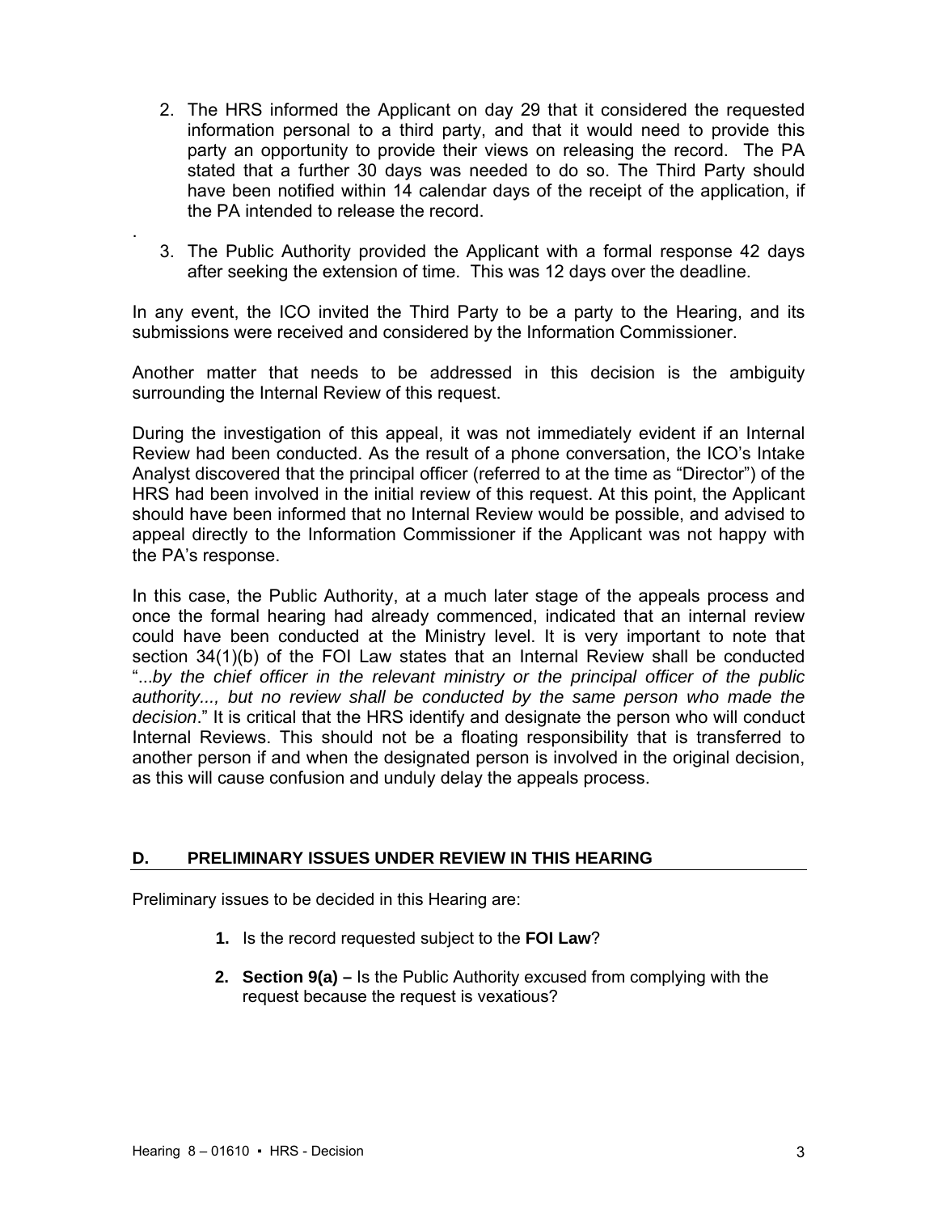2. The HRS informed the Applicant on day 29 that it considered the requested information personal to a third party, and that it would need to provide this party an opportunity to provide their views on releasing the record. The PA stated that a further 30 days was needed to do so. The Third Party should have been notified within 14 calendar days of the receipt of the application, if the PA intended to release the record.

.

3. The Public Authority provided the Applicant with a formal response 42 days after seeking the extension of time. This was 12 days over the deadline.

In any event, the ICO invited the Third Party to be a party to the Hearing, and its submissions were received and considered by the Information Commissioner.

Another matter that needs to be addressed in this decision is the ambiguity surrounding the Internal Review of this request.

During the investigation of this appeal, it was not immediately evident if an Internal Review had been conducted. As the result of a phone conversation, the ICO's Intake Analyst discovered that the principal officer (referred to at the time as "Director") of the HRS had been involved in the initial review of this request. At this point, the Applicant should have been informed that no Internal Review would be possible, and advised to appeal directly to the Information Commissioner if the Applicant was not happy with the PA's response.

In this case, the Public Authority, at a much later stage of the appeals process and once the formal hearing had already commenced, indicated that an internal review could have been conducted at the Ministry level. It is very important to note that section 34(1)(b) of the FOI Law states that an Internal Review shall be conducted "...*by the chief officer in the relevant ministry or the principal officer of the public authority..., but no review shall be conducted by the same person who made the decision*." It is critical that the HRS identify and designate the person who will conduct Internal Reviews. This should not be a floating responsibility that is transferred to another person if and when the designated person is involved in the original decision, as this will cause confusion and unduly delay the appeals process.

## D. PRELIMINARY ISSUES UNDER REVIEW IN THIS HEARING

Preliminary issues to be decided in this Hearing are:

1. Is the record requested subject to the **FOI Law**?

2. **Section 9(a) –** Is the Public Authority excused from complying with the request because the request is vexatious?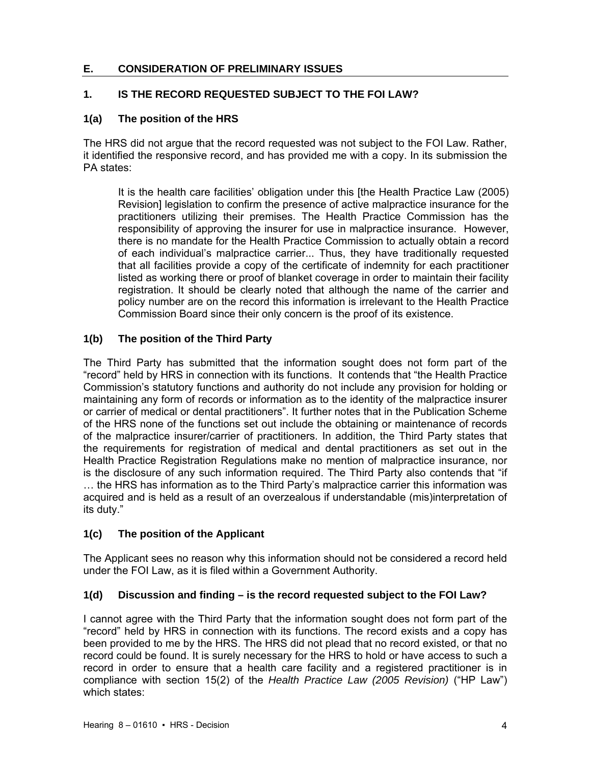## E. CONSIDERATION OF PRELIMINARY ISSUES

### 1. IS THE RECORD REQUESTED SUBJECT TO THE FOI LAW?

#### 1(a) The position of the HRS

The HRS did not argue that the record requested was not subject to the FOI Law. Rather, it identified the responsive record, and has provided me with a copy. In its submission the PA states:

> It is the health care facilities' obligation under this [the Health Practice Law (2005) Revision] legislation to confirm the presence of active malpractice insurance for the practitioners utilizing their premises. The Health Practice Commission has the responsibility of approving the insurer for use in malpractice insurance. However, there is no mandate for the Health Practice Commission to actually obtain a record of each individual's malpractice carrier... Thus, they have traditionally requested that all facilities provide a copy of the certificate of indemnity for each practitioner listed as working there or proof of blanket coverage in order to maintain their facility registration. It should be clearly noted that although the name of the carrier and policy number are on the record this information is irrelevant to the Health Practice Commission Board since their only concern is the proof of its existence.

#### 1(b) The position of the Third Party

The Third Party has submitted that the information sought does not form part of the "record" held by HRS in connection with its functions. It contends that "the Health Practice Commission's statutory functions and authority do not include any provision for holding or maintaining any form of records or information as to the identity of the malpractice insurer or carrier of medical or dental practitioners". It further notes that in the Publication Scheme of the HRS none of the functions set out include the obtaining or maintenance of records of the malpractice insurer/carrier of practitioners. In addition, the Third Party states that the requirements for registration of medical and dental practitioners as set out in the Health Practice Registration Regulations make no mention of malpractice insurance, nor is the disclosure of any such information required. The Third Party also contends that "if … the HRS has information as to the Third Party's malpractice carrier this information was acquired and is held as a result of an overzealous if understandable (mis)interpretation of its duty."

#### 1(c) The position of the Applicant

The Applicant sees no reason why this information should not be considered a record held under the FOI Law, as it is filed within a Government Authority.

#### 1(d) Discussion and finding – is the record requested subject to the FOI Law?

I cannot agree with the Third Party that the information sought does not form part of the "record" held by HRS in connection with its functions. The record exists and a copy has been provided to me by the HRS. The HRS did not plead that no record existed, or that no record could be found. It is surely necessary for the HRS to hold or have access to such a record in order to ensure that a health care facility and a registered practitioner is in compliance with section 15(2) of the *Health Practice Law (2005 Revision)* ("HP Law") which states: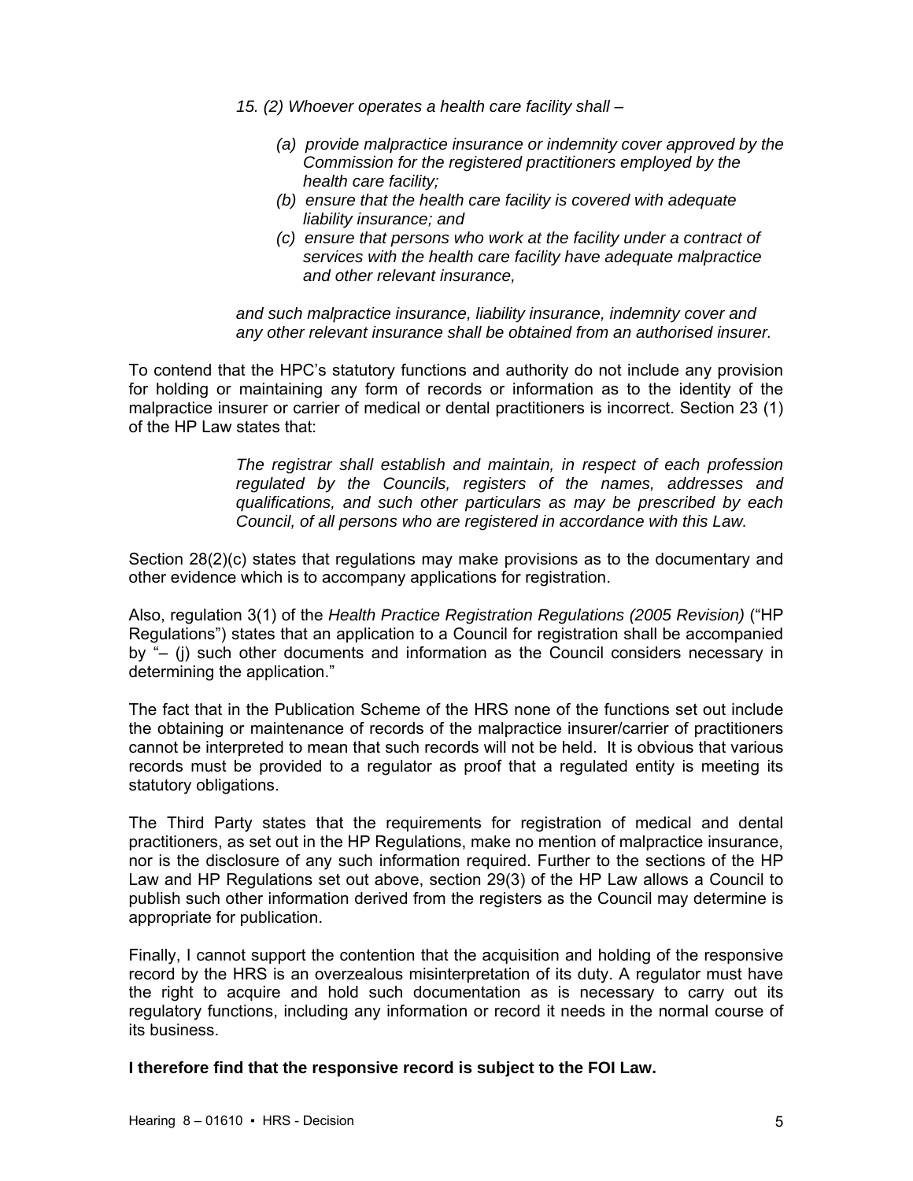*15. (2) Whoever operates a health care facility shall –*

> *(a) provide malpractice insurance or indemnity cover approved by the Commission for the registered practitioners employed by the health care facility;*
>
> *(b) ensure that the health care facility is covered with adequate liability insurance; and*
>
> *(c) ensure that persons who work at the facility under a contract of services with the health care facility have adequate malpractice and other relevant insurance,*

*and such malpractice insurance, liability insurance, indemnity cover and any other relevant insurance shall be obtained from an authorised insurer.*

To contend that the HPC's statutory functions and authority do not include any provision for holding or maintaining any form of records or information as to the identity of the malpractice insurer or carrier of medical or dental practitioners is incorrect. Section 23 (1) of the HP Law states that:

> *The registrar shall establish and maintain, in respect of each profession regulated by the Councils, registers of the names, addresses and qualifications, and such other particulars as may be prescribed by each Council, of all persons who are registered in accordance with this Law.*

Section 28(2)(c) states that regulations may make provisions as to the documentary and other evidence which is to accompany applications for registration.

Also, regulation 3(1) of the *Health Practice Registration Regulations (2005 Revision)* ("HP Regulations") states that an application to a Council for registration shall be accompanied by "– (j) such other documents and information as the Council considers necessary in determining the application."

The fact that in the Publication Scheme of the HRS none of the functions set out include the obtaining or maintenance of records of the malpractice insurer/carrier of practitioners cannot be interpreted to mean that such records will not be held. It is obvious that various records must be provided to a regulator as proof that a regulated entity is meeting its statutory obligations.

The Third Party states that the requirements for registration of medical and dental practitioners, as set out in the HP Regulations, make no mention of malpractice insurance, nor is the disclosure of any such information required. Further to the sections of the HP Law and HP Regulations set out above, section 29(3) of the HP Law allows a Council to publish such other information derived from the registers as the Council may determine is appropriate for publication.

Finally, I cannot support the contention that the acquisition and holding of the responsive record by the HRS is an overzealous misinterpretation of its duty. A regulator must have the right to acquire and hold such documentation as is necessary to carry out its regulatory functions, including any information or record it needs in the normal course of its business.

**I therefore find that the responsive record is subject to the FOI Law.**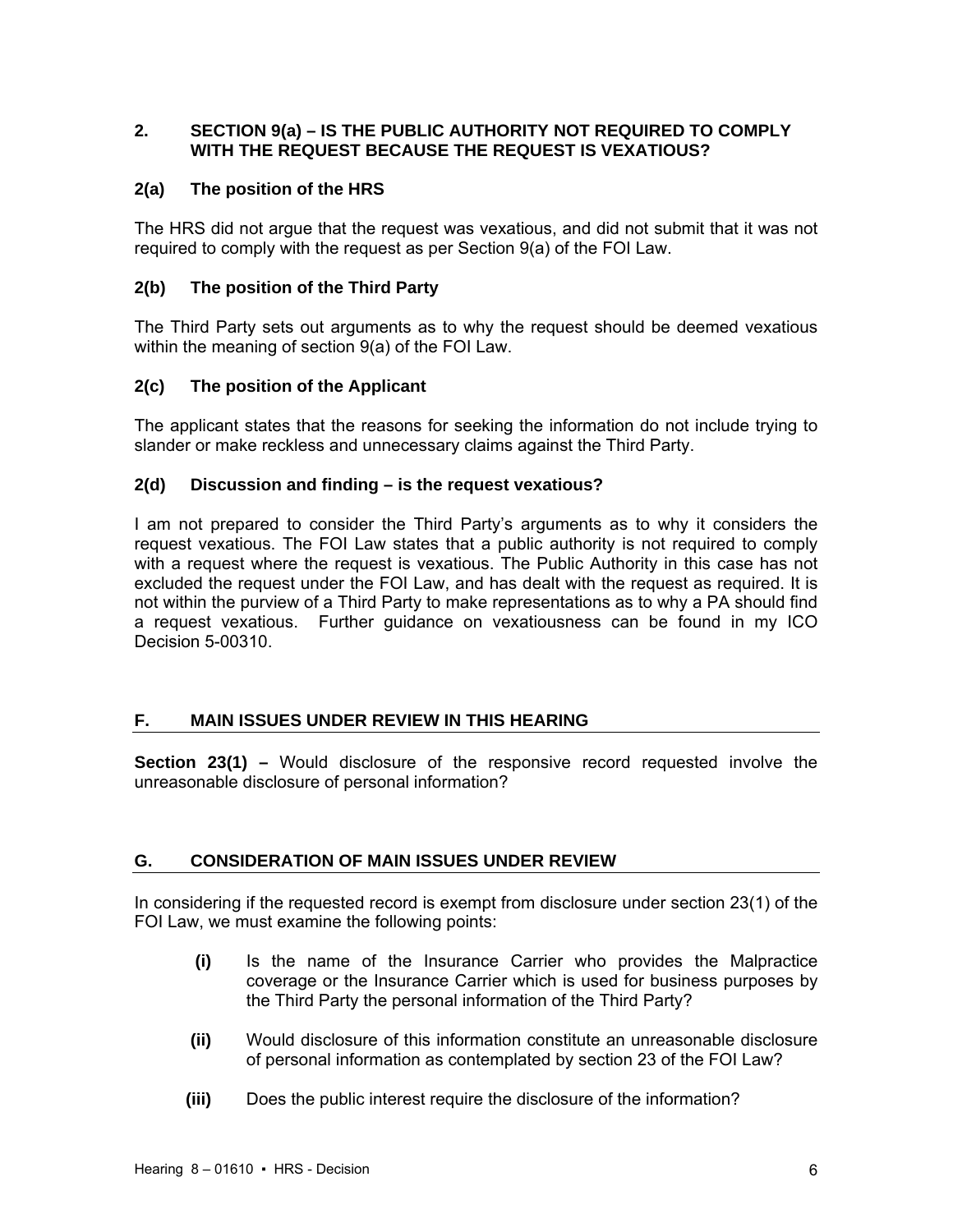## 2. SECTION 9(a) – IS THE PUBLIC AUTHORITY NOT REQUIRED TO COMPLY WITH THE REQUEST BECAUSE THE REQUEST IS VEXATIOUS?

### 2(a) The position of the HRS

The HRS did not argue that the request was vexatious, and did not submit that it was not required to comply with the request as per Section 9(a) of the FOI Law.

### 2(b) The position of the Third Party

The Third Party sets out arguments as to why the request should be deemed vexatious within the meaning of section 9(a) of the FOI Law.

### 2(c) The position of the Applicant

The applicant states that the reasons for seeking the information do not include trying to slander or make reckless and unnecessary claims against the Third Party.

### 2(d) Discussion and finding – is the request vexatious?

I am not prepared to consider the Third Party's arguments as to why it considers the request vexatious. The FOI Law states that a public authority is not required to comply with a request where the request is vexatious. The Public Authority in this case has not excluded the request under the FOI Law, and has dealt with the request as required. It is not within the purview of a Third Party to make representations as to why a PA should find a request vexatious. Further guidance on vexatiousness can be found in my ICO Decision 5-00310.

## F. MAIN ISSUES UNDER REVIEW IN THIS HEARING

**Section 23(1) –** Would disclosure of the responsive record requested involve the unreasonable disclosure of personal information?

## G. CONSIDERATION OF MAIN ISSUES UNDER REVIEW

In considering if the requested record is exempt from disclosure under section 23(1) of the FOI Law, we must examine the following points:

**(i)** Is the name of the Insurance Carrier who provides the Malpractice coverage or the Insurance Carrier which is used for business purposes by the Third Party the personal information of the Third Party?

**(ii)** Would disclosure of this information constitute an unreasonable disclosure of personal information as contemplated by section 23 of the FOI Law?

**(iii)** Does the public interest require the disclosure of the information?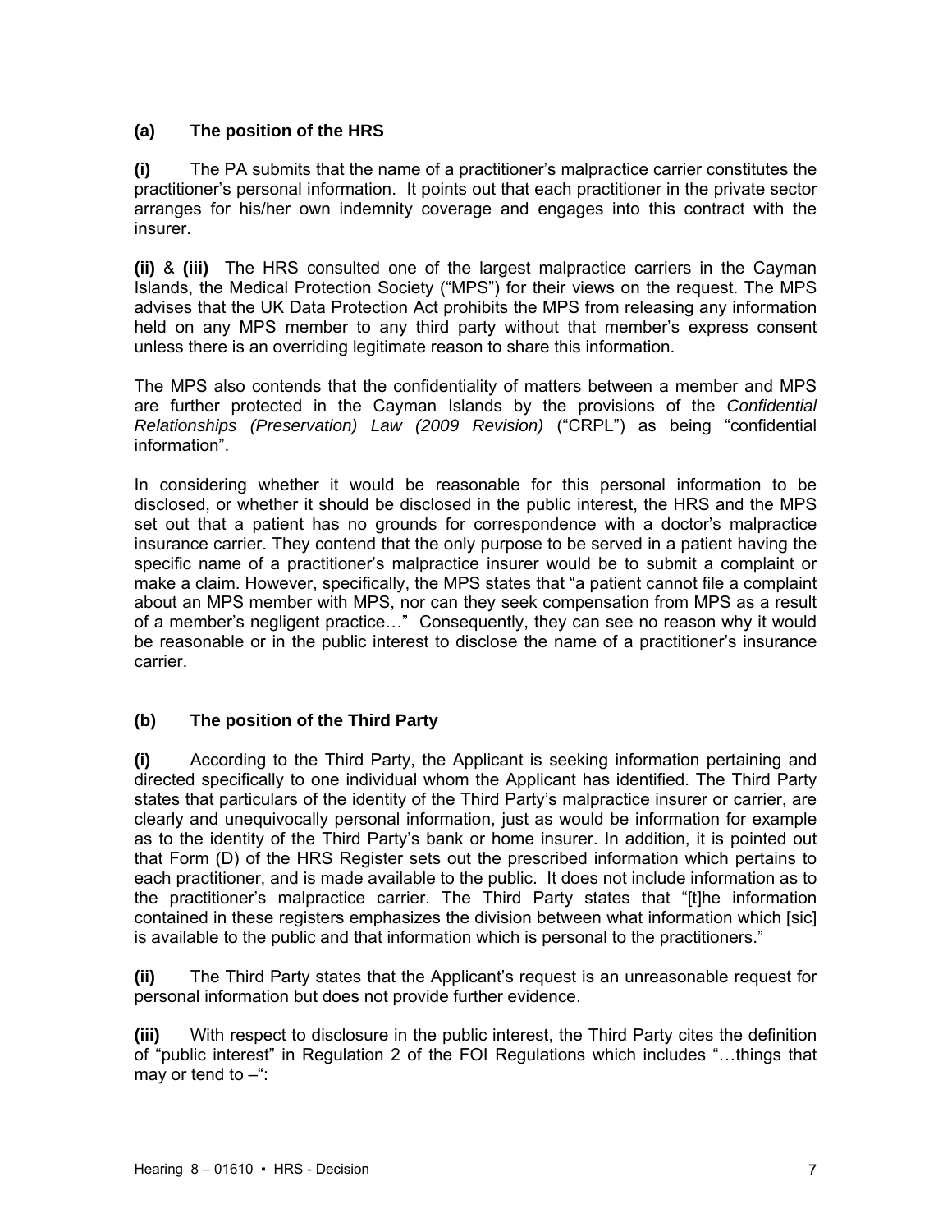### (a) The position of the HRS

**(i)** The PA submits that the name of a practitioner's malpractice carrier constitutes the practitioner's personal information. It points out that each practitioner in the private sector arranges for his/her own indemnity coverage and engages into this contract with the insurer.

**(ii)** & **(iii)** The HRS consulted one of the largest malpractice carriers in the Cayman Islands, the Medical Protection Society ("MPS") for their views on the request. The MPS advises that the UK Data Protection Act prohibits the MPS from releasing any information held on any MPS member to any third party without that member's express consent unless there is an overriding legitimate reason to share this information.

The MPS also contends that the confidentiality of matters between a member and MPS are further protected in the Cayman Islands by the provisions of the *Confidential Relationships (Preservation) Law (2009 Revision)* ("CRPL") as being "confidential information".

In considering whether it would be reasonable for this personal information to be disclosed, or whether it should be disclosed in the public interest, the HRS and the MPS set out that a patient has no grounds for correspondence with a doctor's malpractice insurance carrier. They contend that the only purpose to be served in a patient having the specific name of a practitioner's malpractice insurer would be to submit a complaint or make a claim. However, specifically, the MPS states that "a patient cannot file a complaint about an MPS member with MPS, nor can they seek compensation from MPS as a result of a member's negligent practice…" Consequently, they can see no reason why it would be reasonable or in the public interest to disclose the name of a practitioner's insurance carrier.

### (b) The position of the Third Party

**(i)** According to the Third Party, the Applicant is seeking information pertaining and directed specifically to one individual whom the Applicant has identified. The Third Party states that particulars of the identity of the Third Party's malpractice insurer or carrier, are clearly and unequivocally personal information, just as would be information for example as to the identity of the Third Party's bank or home insurer. In addition, it is pointed out that Form (D) of the HRS Register sets out the prescribed information which pertains to each practitioner, and is made available to the public. It does not include information as to the practitioner's malpractice carrier. The Third Party states that "[t]he information contained in these registers emphasizes the division between what information which [sic] is available to the public and that information which is personal to the practitioners."

**(ii)** The Third Party states that the Applicant's request is an unreasonable request for personal information but does not provide further evidence.

**(iii)** With respect to disclosure in the public interest, the Third Party cites the definition of "public interest" in Regulation 2 of the FOI Regulations which includes "…things that may or tend to –":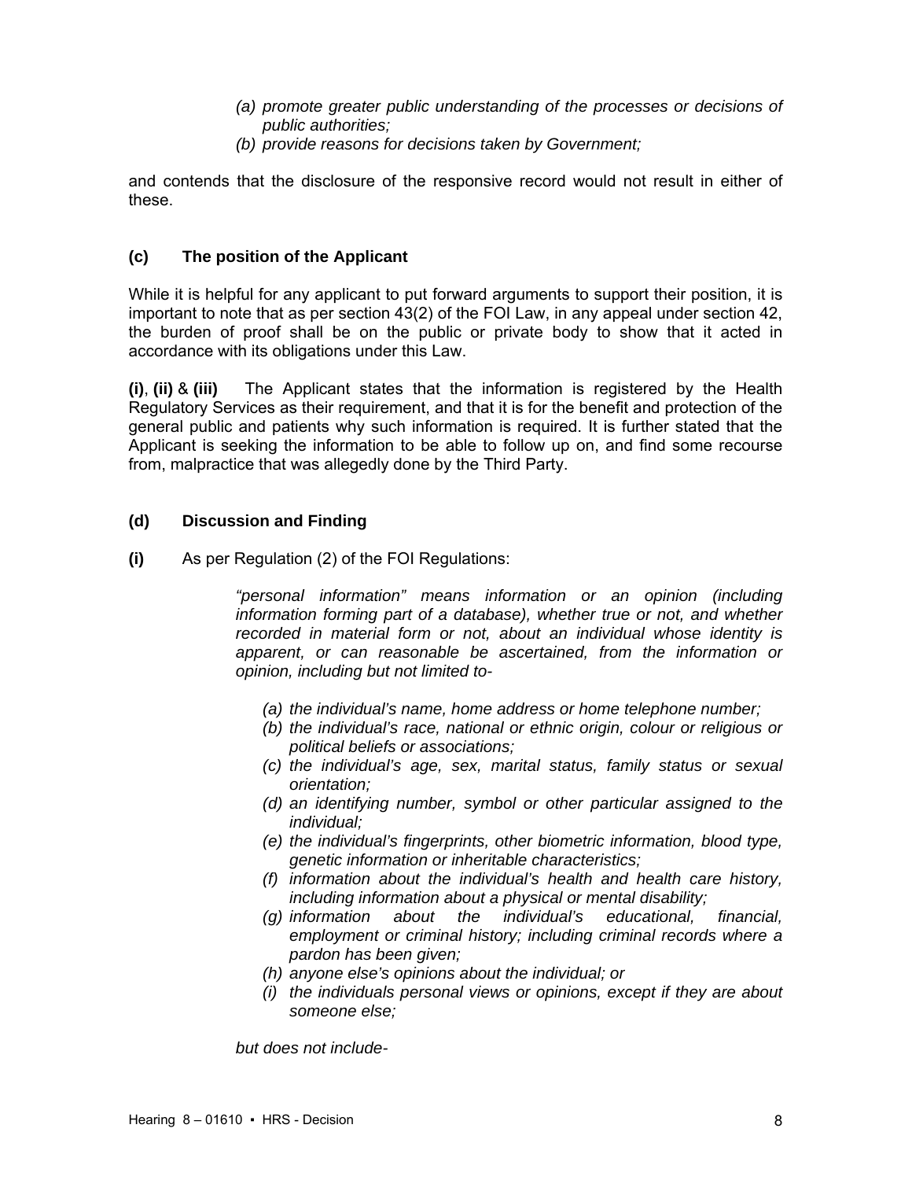*(a) promote greater public understanding of the processes or decisions of public authorities;*

*(b) provide reasons for decisions taken by Government;*

and contends that the disclosure of the responsive record would not result in either of these.

### (c) The position of the Applicant

While it is helpful for any applicant to put forward arguments to support their position, it is important to note that as per section 43(2) of the FOI Law, in any appeal under section 42, the burden of proof shall be on the public or private body to show that it acted in accordance with its obligations under this Law.

**(i)**, **(ii)** & **(iii)** The Applicant states that the information is registered by the Health Regulatory Services as their requirement, and that it is for the benefit and protection of the general public and patients why such information is required. It is further stated that the Applicant is seeking the information to be able to follow up on, and find some recourse from, malpractice that was allegedly done by the Third Party.

### (d) Discussion and Finding

**(i)** As per Regulation (2) of the FOI Regulations:

> *"personal information" means information or an opinion (including information forming part of a database), whether true or not, and whether recorded in material form or not, about an individual whose identity is apparent, or can reasonable be ascertained, from the information or opinion, including but not limited to-*
>
> *(a) the individual's name, home address or home telephone number;*
> *(b) the individual's race, national or ethnic origin, colour or religious or political beliefs or associations;*
> *(c) the individual's age, sex, marital status, family status or sexual orientation;*
> *(d) an identifying number, symbol or other particular assigned to the individual;*
> *(e) the individual's fingerprints, other biometric information, blood type, genetic information or inheritable characteristics;*
> *(f) information about the individual's health and health care history, including information about a physical or mental disability;*
> *(g) information about the individual's educational, financial, employment or criminal history; including criminal records where a pardon has been given;*
> *(h) anyone else's opinions about the individual; or*
> *(i) the individuals personal views or opinions, except if they are about someone else;*
>
> *but does not include-*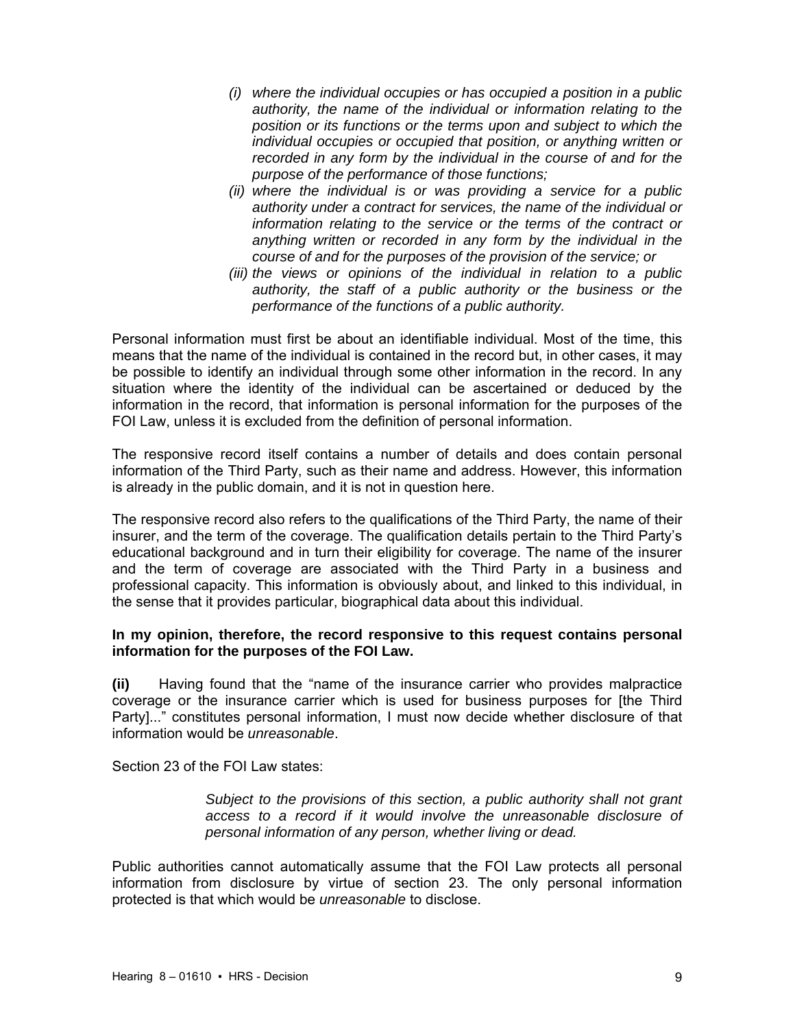> *(i) where the individual occupies or has occupied a position in a public authority, the name of the individual or information relating to the position or its functions or the terms upon and subject to which the individual occupies or occupied that position, or anything written or recorded in any form by the individual in the course of and for the purpose of the performance of those functions;*
>
> *(ii) where the individual is or was providing a service for a public authority under a contract for services, the name of the individual or information relating to the service or the terms of the contract or anything written or recorded in any form by the individual in the course of and for the purposes of the provision of the service; or*
>
> *(iii) the views or opinions of the individual in relation to a public authority, the staff of a public authority or the business or the performance of the functions of a public authority.*

Personal information must first be about an identifiable individual. Most of the time, this means that the name of the individual is contained in the record but, in other cases, it may be possible to identify an individual through some other information in the record. In any situation where the identity of the individual can be ascertained or deduced by the information in the record, that information is personal information for the purposes of the FOI Law, unless it is excluded from the definition of personal information.

The responsive record itself contains a number of details and does contain personal information of the Third Party, such as their name and address. However, this information is already in the public domain, and it is not in question here.

The responsive record also refers to the qualifications of the Third Party, the name of their insurer, and the term of the coverage. The qualification details pertain to the Third Party's educational background and in turn their eligibility for coverage. The name of the insurer and the term of coverage are associated with the Third Party in a business and professional capacity. This information is obviously about, and linked to this individual, in the sense that it provides particular, biographical data about this individual.

**In my opinion, therefore, the record responsive to this request contains personal information for the purposes of the FOI Law.**

**(ii)** Having found that the "name of the insurance carrier who provides malpractice coverage or the insurance carrier which is used for business purposes for [the Third Party]..." constitutes personal information, I must now decide whether disclosure of that information would be *unreasonable*.

Section 23 of the FOI Law states:

> *Subject to the provisions of this section, a public authority shall not grant access to a record if it would involve the unreasonable disclosure of personal information of any person, whether living or dead.*

Public authorities cannot automatically assume that the FOI Law protects all personal information from disclosure by virtue of section 23. The only personal information protected is that which would be *unreasonable* to disclose.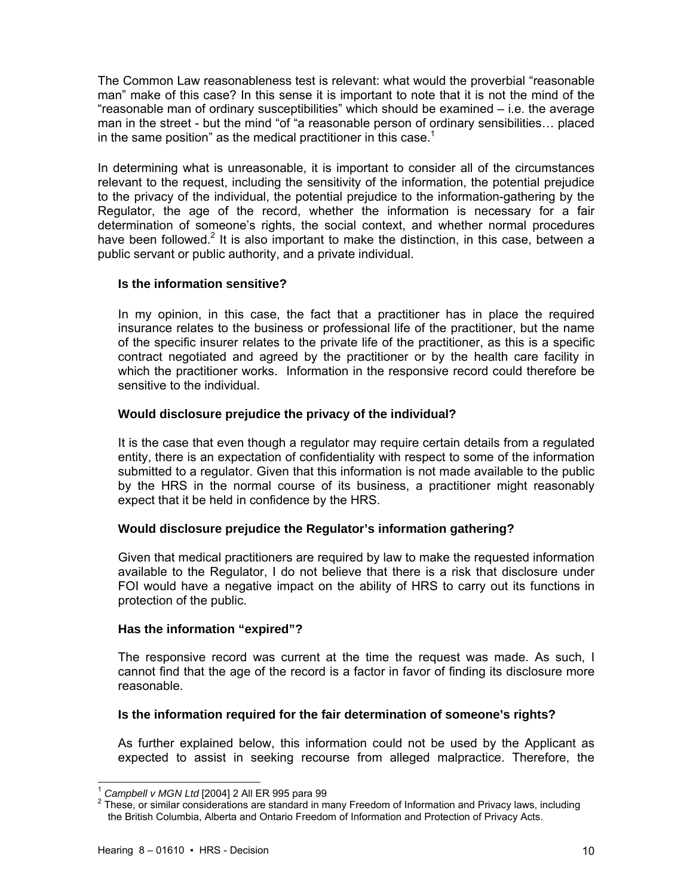The Common Law reasonableness test is relevant: what would the proverbial "reasonable man" make of this case? In this sense it is important to note that it is not the mind of the "reasonable man of ordinary susceptibilities" which should be examined – i.e. the average man in the street - but the mind "of "a reasonable person of ordinary sensibilities… placed in the same position" as the medical practitioner in this case.[1]

In determining what is unreasonable, it is important to consider all of the circumstances relevant to the request, including the sensitivity of the information, the potential prejudice to the privacy of the individual, the potential prejudice to the information-gathering by the Regulator, the age of the record, whether the information is necessary for a fair determination of someone's rights, the social context, and whether normal procedures have been followed.[2] It is also important to make the distinction, in this case, between a public servant or public authority, and a private individual.

**Is the information sensitive?**

In my opinion, in this case, the fact that a practitioner has in place the required insurance relates to the business or professional life of the practitioner, but the name of the specific insurer relates to the private life of the practitioner, as this is a specific contract negotiated and agreed by the practitioner or by the health care facility in which the practitioner works. Information in the responsive record could therefore be sensitive to the individual.

**Would disclosure prejudice the privacy of the individual?**

It is the case that even though a regulator may require certain details from a regulated entity, there is an expectation of confidentiality with respect to some of the information submitted to a regulator. Given that this information is not made available to the public by the HRS in the normal course of its business, a practitioner might reasonably expect that it be held in confidence by the HRS.

**Would disclosure prejudice the Regulator's information gathering?**

Given that medical practitioners are required by law to make the requested information available to the Regulator, I do not believe that there is a risk that disclosure under FOI would have a negative impact on the ability of HRS to carry out its functions in protection of the public.

**Has the information "expired"?**

The responsive record was current at the time the request was made. As such, I cannot find that the age of the record is a factor in favor of finding its disclosure more reasonable.

**Is the information required for the fair determination of someone's rights?**

As further explained below, this information could not be used by the Applicant as expected to assist in seeking recourse from alleged malpractice. Therefore, the

---

[1] *Campbell v MGN Ltd* [2004] 2 All ER 995 para 99

[2] These, or similar considerations are standard in many Freedom of Information and Privacy laws, including the British Columbia, Alberta and Ontario Freedom of Information and Protection of Privacy Acts.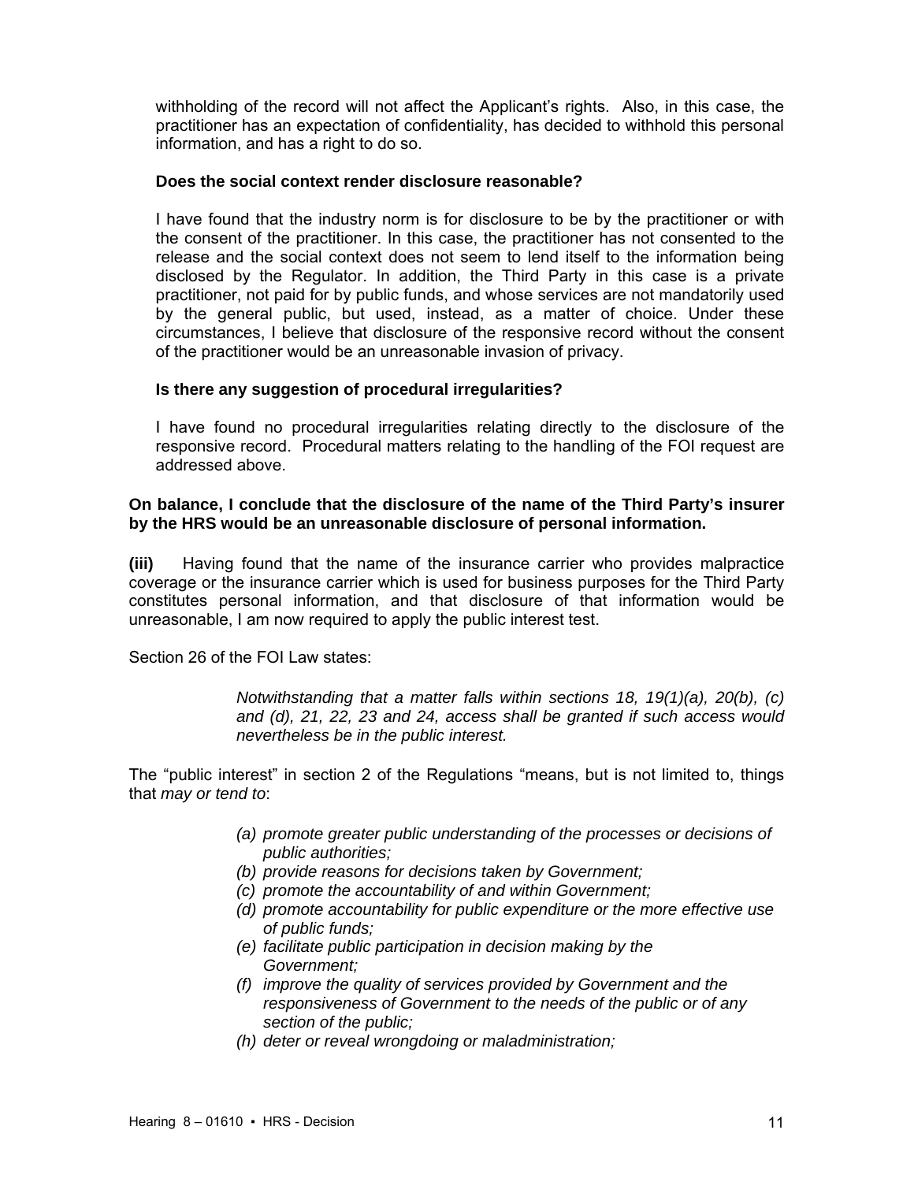withholding of the record will not affect the Applicant's rights. Also, in this case, the practitioner has an expectation of confidentiality, has decided to withhold this personal information, and has a right to do so.

**Does the social context render disclosure reasonable?**

I have found that the industry norm is for disclosure to be by the practitioner or with the consent of the practitioner. In this case, the practitioner has not consented to the release and the social context does not seem to lend itself to the information being disclosed by the Regulator. In addition, the Third Party in this case is a private practitioner, not paid for by public funds, and whose services are not mandatorily used by the general public, but used, instead, as a matter of choice. Under these circumstances, I believe that disclosure of the responsive record without the consent of the practitioner would be an unreasonable invasion of privacy.

**Is there any suggestion of procedural irregularities?**

I have found no procedural irregularities relating directly to the disclosure of the responsive record. Procedural matters relating to the handling of the FOI request are addressed above.

**On balance, I conclude that the disclosure of the name of the Third Party's insurer by the HRS would be an unreasonable disclosure of personal information.**

**(iii)** Having found that the name of the insurance carrier who provides malpractice coverage or the insurance carrier which is used for business purposes for the Third Party constitutes personal information, and that disclosure of that information would be unreasonable, I am now required to apply the public interest test.

Section 26 of the FOI Law states:

> *Notwithstanding that a matter falls within sections 18, 19(1)(a), 20(b), (c) and (d), 21, 22, 23 and 24, access shall be granted if such access would nevertheless be in the public interest.*

The "public interest" in section 2 of the Regulations "means, but is not limited to, things that *may or tend to*:

> *(a) promote greater public understanding of the processes or decisions of public authorities;*
> *(b) provide reasons for decisions taken by Government;*
> *(c) promote the accountability of and within Government;*
> *(d) promote accountability for public expenditure or the more effective use of public funds;*
> *(e) facilitate public participation in decision making by the Government;*
> *(f) improve the quality of services provided by Government and the responsiveness of Government to the needs of the public or of any section of the public;*
> *(h) deter or reveal wrongdoing or maladministration;*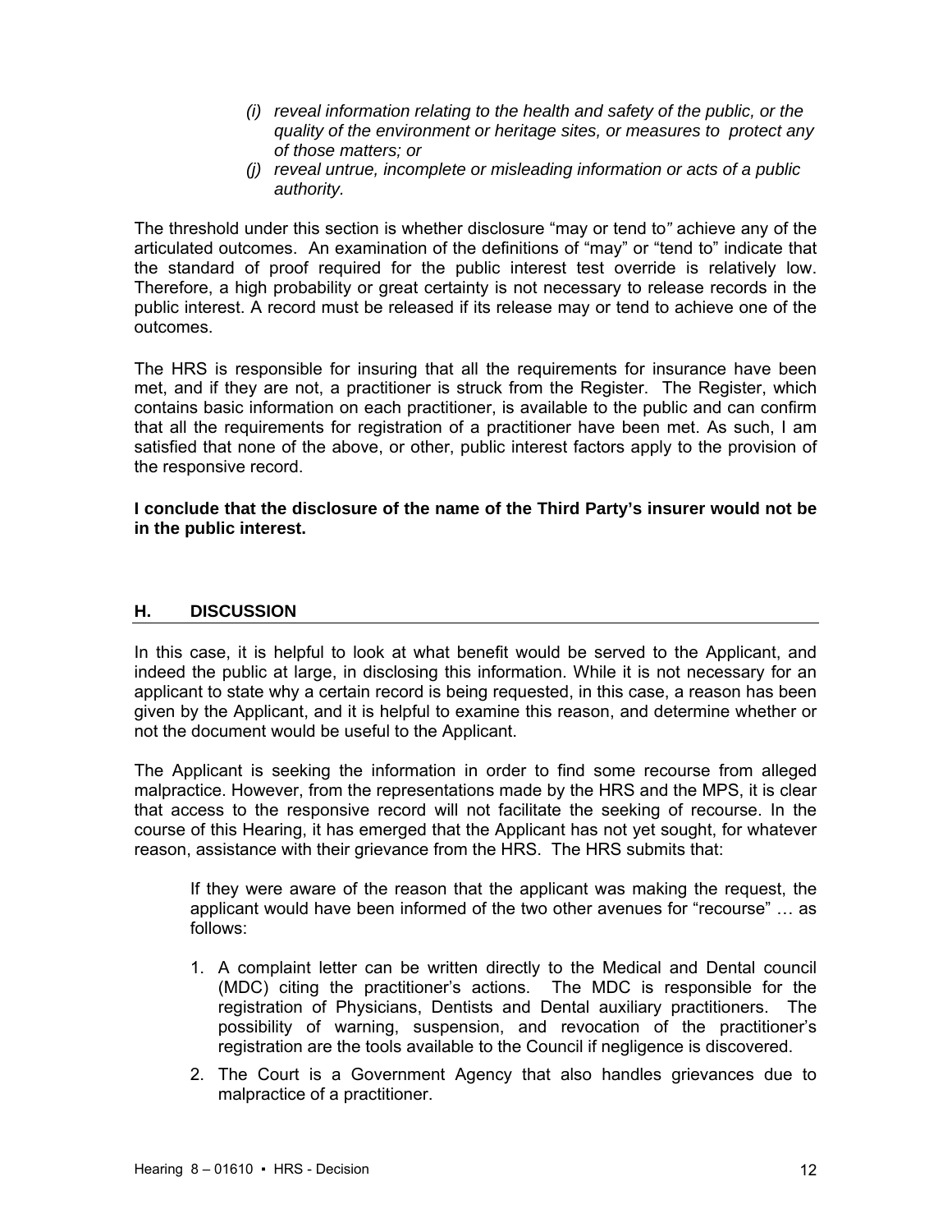- *(i) reveal information relating to the health and safety of the public, or the quality of the environment or heritage sites, or measures to protect any of those matters; or*
- *(j) reveal untrue, incomplete or misleading information or acts of a public authority.*

The threshold under this section is whether disclosure "may or tend to" achieve any of the articulated outcomes. An examination of the definitions of "may" or "tend to" indicate that the standard of proof required for the public interest test override is relatively low. Therefore, a high probability or great certainty is not necessary to release records in the public interest. A record must be released if its release may or tend to achieve one of the outcomes.

The HRS is responsible for insuring that all the requirements for insurance have been met, and if they are not, a practitioner is struck from the Register. The Register, which contains basic information on each practitioner, is available to the public and can confirm that all the requirements for registration of a practitioner have been met. As such, I am satisfied that none of the above, or other, public interest factors apply to the provision of the responsive record.

**I conclude that the disclosure of the name of the Third Party's insurer would not be in the public interest.**

## H. DISCUSSION

In this case, it is helpful to look at what benefit would be served to the Applicant, and indeed the public at large, in disclosing this information. While it is not necessary for an applicant to state why a certain record is being requested, in this case, a reason has been given by the Applicant, and it is helpful to examine this reason, and determine whether or not the document would be useful to the Applicant.

The Applicant is seeking the information in order to find some recourse from alleged malpractice. However, from the representations made by the HRS and the MPS, it is clear that access to the responsive record will not facilitate the seeking of recourse. In the course of this Hearing, it has emerged that the Applicant has not yet sought, for whatever reason, assistance with their grievance from the HRS. The HRS submits that:

> If they were aware of the reason that the applicant was making the request, the applicant would have been informed of the two other avenues for "recourse" … as follows:
>
> 1. A complaint letter can be written directly to the Medical and Dental council (MDC) citing the practitioner's actions. The MDC is responsible for the registration of Physicians, Dentists and Dental auxiliary practitioners. The possibility of warning, suspension, and revocation of the practitioner's registration are the tools available to the Council if negligence is discovered.
> 2. The Court is a Government Agency that also handles grievances due to malpractice of a practitioner.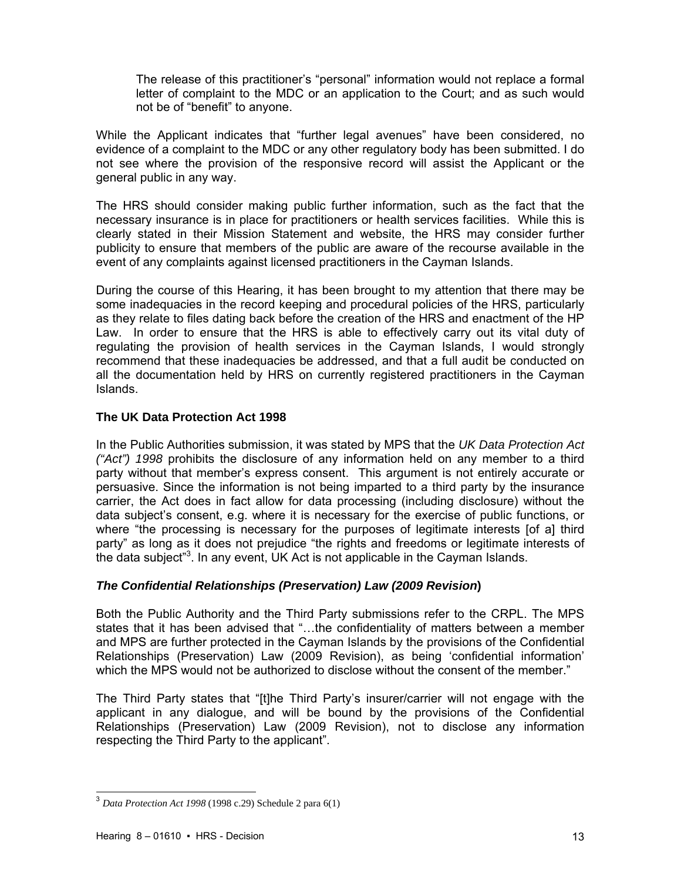> The release of this practitioner's "personal" information would not replace a formal letter of complaint to the MDC or an application to the Court; and as such would not be of "benefit" to anyone.

While the Applicant indicates that "further legal avenues" have been considered, no evidence of a complaint to the MDC or any other regulatory body has been submitted. I do not see where the provision of the responsive record will assist the Applicant or the general public in any way.

The HRS should consider making public further information, such as the fact that the necessary insurance is in place for practitioners or health services facilities. While this is clearly stated in their Mission Statement and website, the HRS may consider further publicity to ensure that members of the public are aware of the recourse available in the event of any complaints against licensed practitioners in the Cayman Islands.

During the course of this Hearing, it has been brought to my attention that there may be some inadequacies in the record keeping and procedural policies of the HRS, particularly as they relate to files dating back before the creation of the HRS and enactment of the HP Law. In order to ensure that the HRS is able to effectively carry out its vital duty of regulating the provision of health services in the Cayman Islands, I would strongly recommend that these inadequacies be addressed, and that a full audit be conducted on all the documentation held by HRS on currently registered practitioners in the Cayman Islands.

**The UK Data Protection Act 1998**

In the Public Authorities submission, it was stated by MPS that the *UK Data Protection Act ("Act") 1998* prohibits the disclosure of any information held on any member to a third party without that member's express consent. This argument is not entirely accurate or persuasive. Since the information is not being imparted to a third party by the insurance carrier, the Act does in fact allow for data processing (including disclosure) without the data subject's consent, e.g. where it is necessary for the exercise of public functions, or where "the processing is necessary for the purposes of legitimate interests [of a] third party" as long as it does not prejudice "the rights and freedoms or legitimate interests of the data subject"[3]. In any event, UK Act is not applicable in the Cayman Islands.

***The Confidential Relationships (Preservation) Law (2009 Revision*)**

Both the Public Authority and the Third Party submissions refer to the CRPL. The MPS states that it has been advised that "…the confidentiality of matters between a member and MPS are further protected in the Cayman Islands by the provisions of the Confidential Relationships (Preservation) Law (2009 Revision), as being 'confidential information' which the MPS would not be authorized to disclose without the consent of the member."

The Third Party states that "[t]he Third Party's insurer/carrier will not engage with the applicant in any dialogue, and will be bound by the provisions of the Confidential Relationships (Preservation) Law (2009 Revision), not to disclose any information respecting the Third Party to the applicant".

---

[3] *Data Protection Act 1998* (1998 c.29) Schedule 2 para 6(1)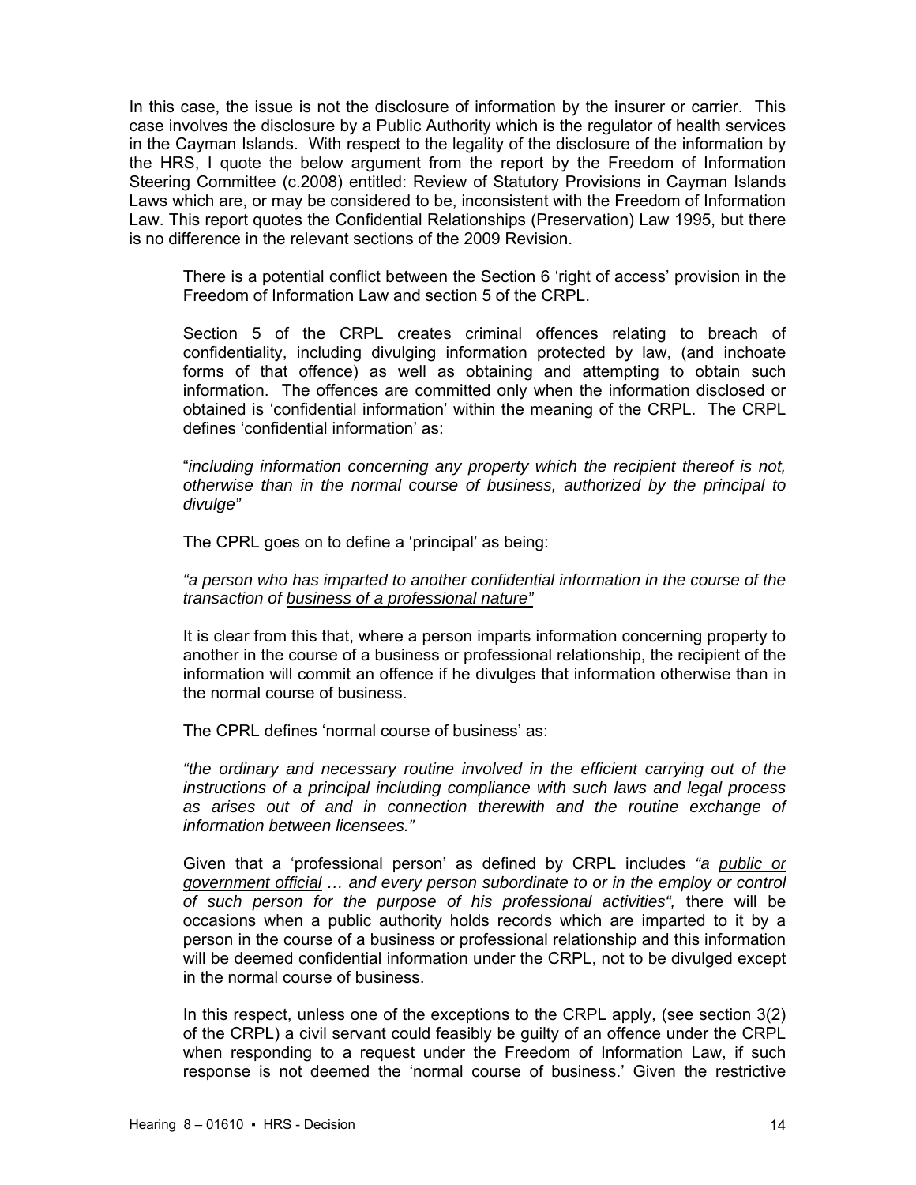In this case, the issue is not the disclosure of information by the insurer or carrier. This case involves the disclosure by a Public Authority which is the regulator of health services in the Cayman Islands. With respect to the legality of the disclosure of the information by the HRS, I quote the below argument from the report by the Freedom of Information Steering Committee (c.2008) entitled: Review of Statutory Provisions in Cayman Islands Laws which are, or may be considered to be, inconsistent with the Freedom of Information Law. This report quotes the Confidential Relationships (Preservation) Law 1995, but there is no difference in the relevant sections of the 2009 Revision.

> There is a potential conflict between the Section 6 'right of access' provision in the Freedom of Information Law and section 5 of the CRPL.
>
> Section 5 of the CRPL creates criminal offences relating to breach of confidentiality, including divulging information protected by law, (and inchoate forms of that offence) as well as obtaining and attempting to obtain such information. The offences are committed only when the information disclosed or obtained is 'confidential information' within the meaning of the CRPL. The CRPL defines 'confidential information' as:
>
> "*including information concerning any property which the recipient thereof is not, otherwise than in the normal course of business, authorized by the principal to divulge"*
>
> The CPRL goes on to define a 'principal' as being:
>
> *"a person who has imparted to another confidential information in the course of the transaction of business of a professional nature"*
>
> It is clear from this that, where a person imparts information concerning property to another in the course of a business or professional relationship, the recipient of the information will commit an offence if he divulges that information otherwise than in the normal course of business.
>
> The CPRL defines 'normal course of business' as:
>
> *"the ordinary and necessary routine involved in the efficient carrying out of the instructions of a principal including compliance with such laws and legal process as arises out of and in connection therewith and the routine exchange of information between licensees."*
>
> Given that a 'professional person' as defined by CRPL includes *"a public or government official … and every person subordinate to or in the employ or control of such person for the purpose of his professional activities",* there will be occasions when a public authority holds records which are imparted to it by a person in the course of a business or professional relationship and this information will be deemed confidential information under the CRPL, not to be divulged except in the normal course of business.
>
> In this respect, unless one of the exceptions to the CRPL apply, (see section 3(2) of the CRPL) a civil servant could feasibly be guilty of an offence under the CRPL when responding to a request under the Freedom of Information Law, if such response is not deemed the 'normal course of business.' Given the restrictive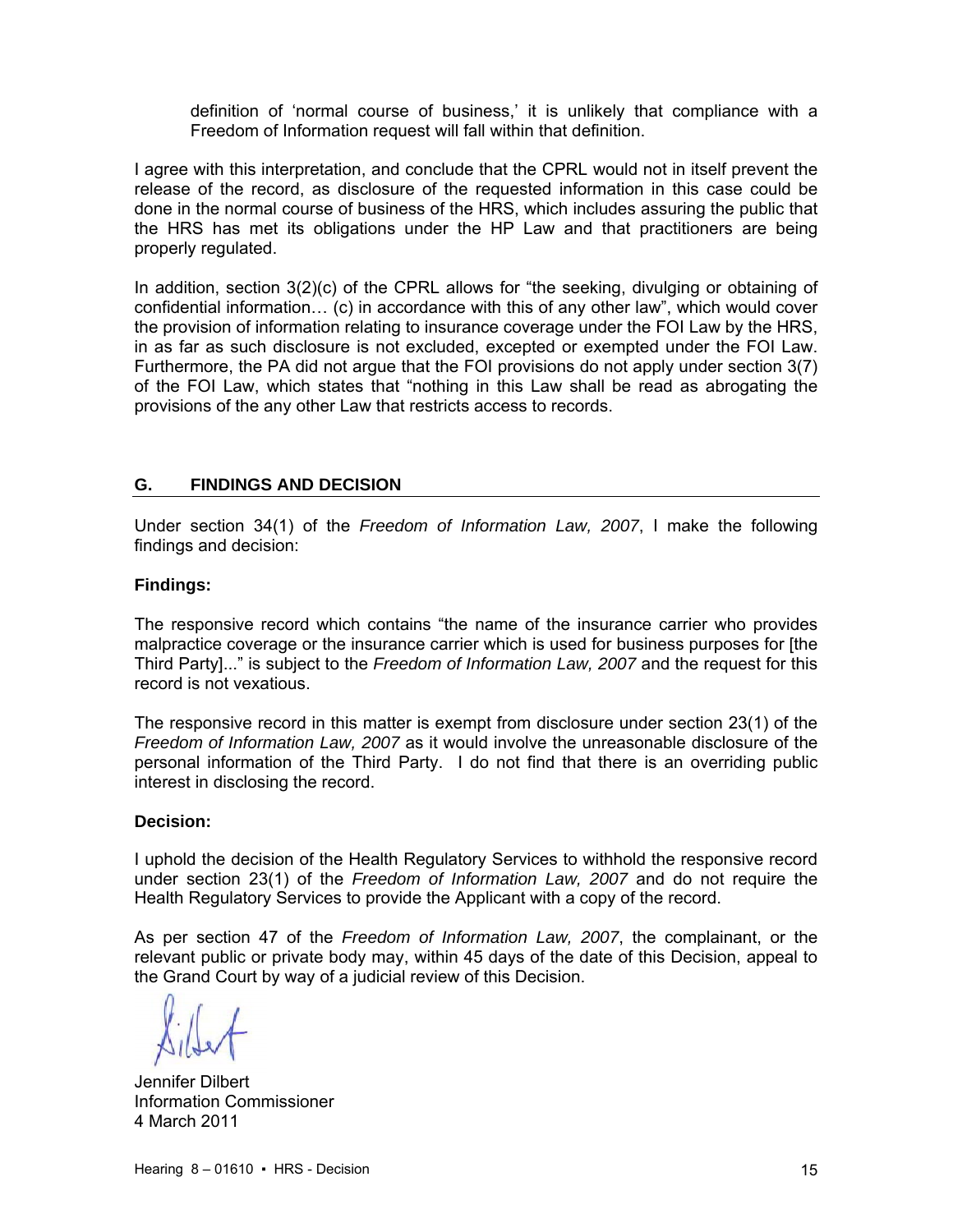definition of 'normal course of business,' it is unlikely that compliance with a Freedom of Information request will fall within that definition.

I agree with this interpretation, and conclude that the CPRL would not in itself prevent the release of the record, as disclosure of the requested information in this case could be done in the normal course of business of the HRS, which includes assuring the public that the HRS has met its obligations under the HP Law and that practitioners are being properly regulated.

In addition, section 3(2)(c) of the CPRL allows for "the seeking, divulging or obtaining of confidential information… (c) in accordance with this of any other law", which would cover the provision of information relating to insurance coverage under the FOI Law by the HRS, in as far as such disclosure is not excluded, excepted or exempted under the FOI Law. Furthermore, the PA did not argue that the FOI provisions do not apply under section 3(7) of the FOI Law, which states that "nothing in this Law shall be read as abrogating the provisions of the any other Law that restricts access to records.

## G. FINDINGS AND DECISION

Under section 34(1) of the *Freedom of Information Law, 2007*, I make the following findings and decision:

**Findings:**

The responsive record which contains "the name of the insurance carrier who provides malpractice coverage or the insurance carrier which is used for business purposes for [the Third Party]..." is subject to the *Freedom of Information Law, 2007* and the request for this record is not vexatious.

The responsive record in this matter is exempt from disclosure under section 23(1) of the *Freedom of Information Law, 2007* as it would involve the unreasonable disclosure of the personal information of the Third Party. I do not find that there is an overriding public interest in disclosing the record.

**Decision:**

I uphold the decision of the Health Regulatory Services to withhold the responsive record under section 23(1) of the *Freedom of Information Law, 2007* and do not require the Health Regulatory Services to provide the Applicant with a copy of the record.

As per section 47 of the *Freedom of Information Law, 2007*, the complainant, or the relevant public or private body may, within 45 days of the date of this Decision, appeal to the Grand Court by way of a judicial review of this Decision.

Jennifer Dilbert
Information Commissioner
4 March 2011